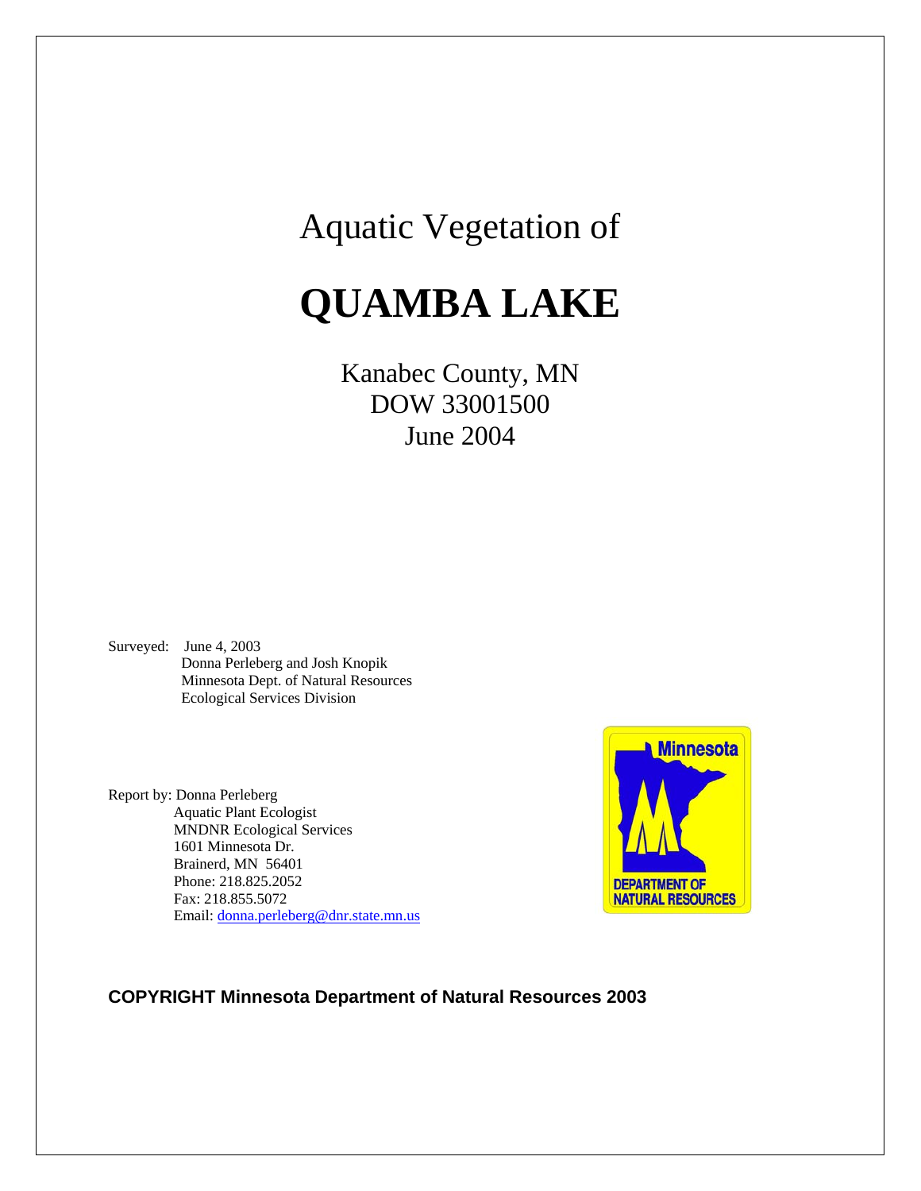Aquatic Vegetation of

# QUAMBA LAKE

Kanabec County, MN
DOW 33001500
June 2004

Surveyed: June 4, 2003
Donna Perleberg and Josh Knopik
Minnesota Dept. of Natural Resources
Ecological Services Division

Report by: Donna Perleberg
Aquatic Plant Ecologist
MNDNR Ecological Services
1601 Minnesota Dr.
Brainerd, MN 56401
Phone: 218.825.2052
Fax: 218.855.5072
Email: donna.perleberg@dnr.state.mn.us

Minnesota
DEPARTMENT OF NATURAL RESOURCES

**COPYRIGHT Minnesota Department of Natural Resources 2003**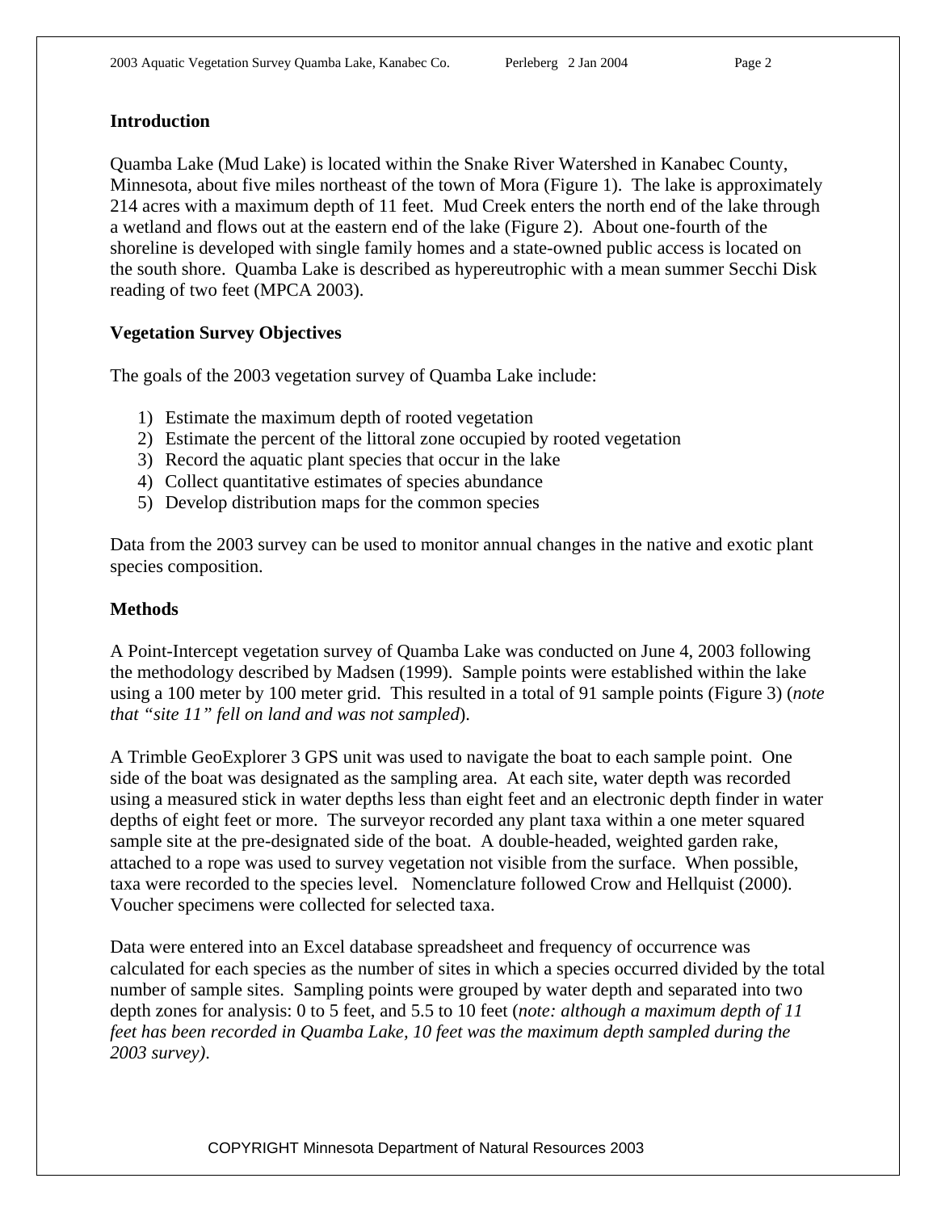## Introduction

Quamba Lake (Mud Lake) is located within the Snake River Watershed in Kanabec County, Minnesota, about five miles northeast of the town of Mora (Figure 1). The lake is approximately 214 acres with a maximum depth of 11 feet. Mud Creek enters the north end of the lake through a wetland and flows out at the eastern end of the lake (Figure 2). About one-fourth of the shoreline is developed with single family homes and a state-owned public access is located on the south shore. Quamba Lake is described as hypereutrophic with a mean summer Secchi Disk reading of two feet (MPCA 2003).

## Vegetation Survey Objectives

The goals of the 2003 vegetation survey of Quamba Lake include:

1) Estimate the maximum depth of rooted vegetation
2) Estimate the percent of the littoral zone occupied by rooted vegetation
3) Record the aquatic plant species that occur in the lake
4) Collect quantitative estimates of species abundance
5) Develop distribution maps for the common species

Data from the 2003 survey can be used to monitor annual changes in the native and exotic plant species composition.

## Methods

A Point-Intercept vegetation survey of Quamba Lake was conducted on June 4, 2003 following the methodology described by Madsen (1999). Sample points were established within the lake using a 100 meter by 100 meter grid. This resulted in a total of 91 sample points (Figure 3) (*note that "site 11" fell on land and was not sampled*).

A Trimble GeoExplorer 3 GPS unit was used to navigate the boat to each sample point. One side of the boat was designated as the sampling area. At each site, water depth was recorded using a measured stick in water depths less than eight feet and an electronic depth finder in water depths of eight feet or more. The surveyor recorded any plant taxa within a one meter squared sample site at the pre-designated side of the boat. A double-headed, weighted garden rake, attached to a rope was used to survey vegetation not visible from the surface. When possible, taxa were recorded to the species level. Nomenclature followed Crow and Hellquist (2000). Voucher specimens were collected for selected taxa.

Data were entered into an Excel database spreadsheet and frequency of occurrence was calculated for each species as the number of sites in which a species occurred divided by the total number of sample sites. Sampling points were grouped by water depth and separated into two depth zones for analysis: 0 to 5 feet, and 5.5 to 10 feet (*note: although a maximum depth of 11 feet has been recorded in Quamba Lake, 10 feet was the maximum depth sampled during the 2003 survey)*.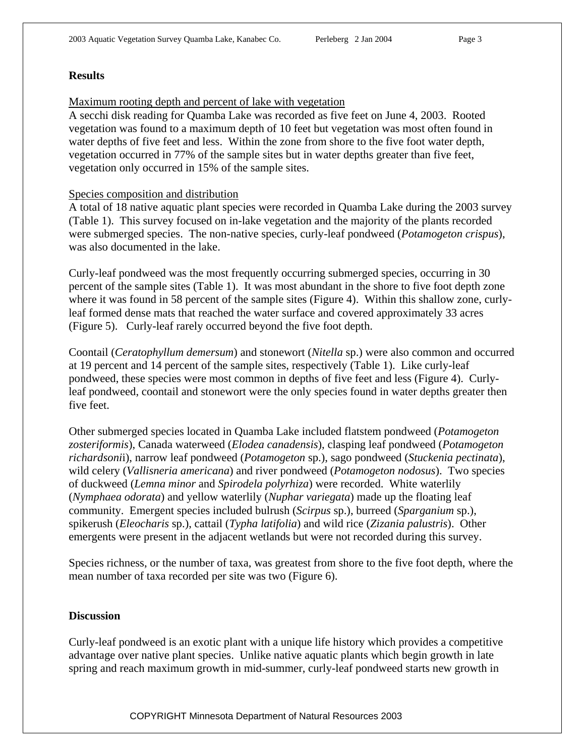## Results

Maximum rooting depth and percent of lake with vegetation

A secchi disk reading for Quamba Lake was recorded as five feet on June 4, 2003. Rooted vegetation was found to a maximum depth of 10 feet but vegetation was most often found in water depths of five feet and less. Within the zone from shore to the five foot water depth, vegetation occurred in 77% of the sample sites but in water depths greater than five feet, vegetation only occurred in 15% of the sample sites.

Species composition and distribution

A total of 18 native aquatic plant species were recorded in Quamba Lake during the 2003 survey (Table 1). This survey focused on in-lake vegetation and the majority of the plants recorded were submerged species. The non-native species, curly-leaf pondweed (*Potamogeton crispus*), was also documented in the lake.

Curly-leaf pondweed was the most frequently occurring submerged species, occurring in 30 percent of the sample sites (Table 1). It was most abundant in the shore to five foot depth zone where it was found in 58 percent of the sample sites (Figure 4). Within this shallow zone, curly-leaf formed dense mats that reached the water surface and covered approximately 33 acres (Figure 5). Curly-leaf rarely occurred beyond the five foot depth.

Coontail (*Ceratophyllum demersum*) and stonewort (*Nitella* sp.) were also common and occurred at 19 percent and 14 percent of the sample sites, respectively (Table 1). Like curly-leaf pondweed, these species were most common in depths of five feet and less (Figure 4). Curly-leaf pondweed, coontail and stonewort were the only species found in water depths greater then five feet.

Other submerged species located in Quamba Lake included flatstem pondweed (*Potamogeton zosteriformis*), Canada waterweed (*Elodea canadensis*), clasping leaf pondweed (*Potamogeton richardsonii*), narrow leaf pondweed (*Potamogeton* sp.), sago pondweed (*Stuckenia pectinata*), wild celery (*Vallisneria americana*) and river pondweed (*Potamogeton nodosus*). Two species of duckweed (*Lemna minor* and *Spirodela polyrhiza*) were recorded. White waterlily (*Nymphaea odorata*) and yellow waterlily (*Nuphar variegata*) made up the floating leaf community. Emergent species included bulrush (*Scirpus* sp.), burreed (*Sparganium* sp.), spikerush (*Eleocharis* sp.), cattail (*Typha latifolia*) and wild rice (*Zizania palustris*). Other emergents were present in the adjacent wetlands but were not recorded during this survey.

Species richness, or the number of taxa, was greatest from shore to the five foot depth, where the mean number of taxa recorded per site was two (Figure 6).

## Discussion

Curly-leaf pondweed is an exotic plant with a unique life history which provides a competitive advantage over native plant species. Unlike native aquatic plants which begin growth in late spring and reach maximum growth in mid-summer, curly-leaf pondweed starts new growth in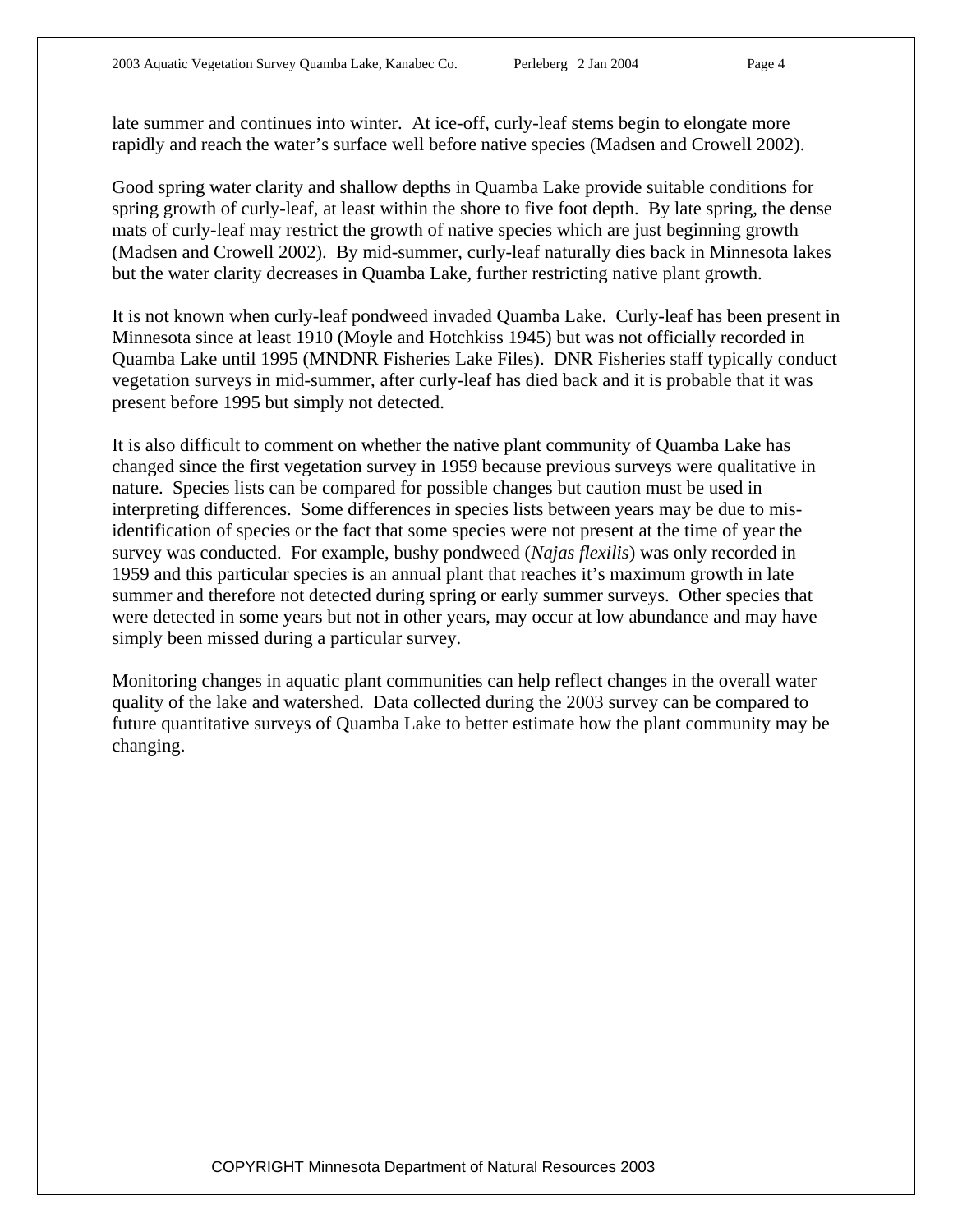late summer and continues into winter. At ice-off, curly-leaf stems begin to elongate more rapidly and reach the water's surface well before native species (Madsen and Crowell 2002).

Good spring water clarity and shallow depths in Quamba Lake provide suitable conditions for spring growth of curly-leaf, at least within the shore to five foot depth. By late spring, the dense mats of curly-leaf may restrict the growth of native species which are just beginning growth (Madsen and Crowell 2002). By mid-summer, curly-leaf naturally dies back in Minnesota lakes but the water clarity decreases in Quamba Lake, further restricting native plant growth.

It is not known when curly-leaf pondweed invaded Quamba Lake. Curly-leaf has been present in Minnesota since at least 1910 (Moyle and Hotchkiss 1945) but was not officially recorded in Quamba Lake until 1995 (MNDNR Fisheries Lake Files). DNR Fisheries staff typically conduct vegetation surveys in mid-summer, after curly-leaf has died back and it is probable that it was present before 1995 but simply not detected.

It is also difficult to comment on whether the native plant community of Quamba Lake has changed since the first vegetation survey in 1959 because previous surveys were qualitative in nature. Species lists can be compared for possible changes but caution must be used in interpreting differences. Some differences in species lists between years may be due to mis-identification of species or the fact that some species were not present at the time of year the survey was conducted. For example, bushy pondweed (*Najas flexilis*) was only recorded in 1959 and this particular species is an annual plant that reaches it's maximum growth in late summer and therefore not detected during spring or early summer surveys. Other species that were detected in some years but not in other years, may occur at low abundance and may have simply been missed during a particular survey.

Monitoring changes in aquatic plant communities can help reflect changes in the overall water quality of the lake and watershed. Data collected during the 2003 survey can be compared to future quantitative surveys of Quamba Lake to better estimate how the plant community may be changing.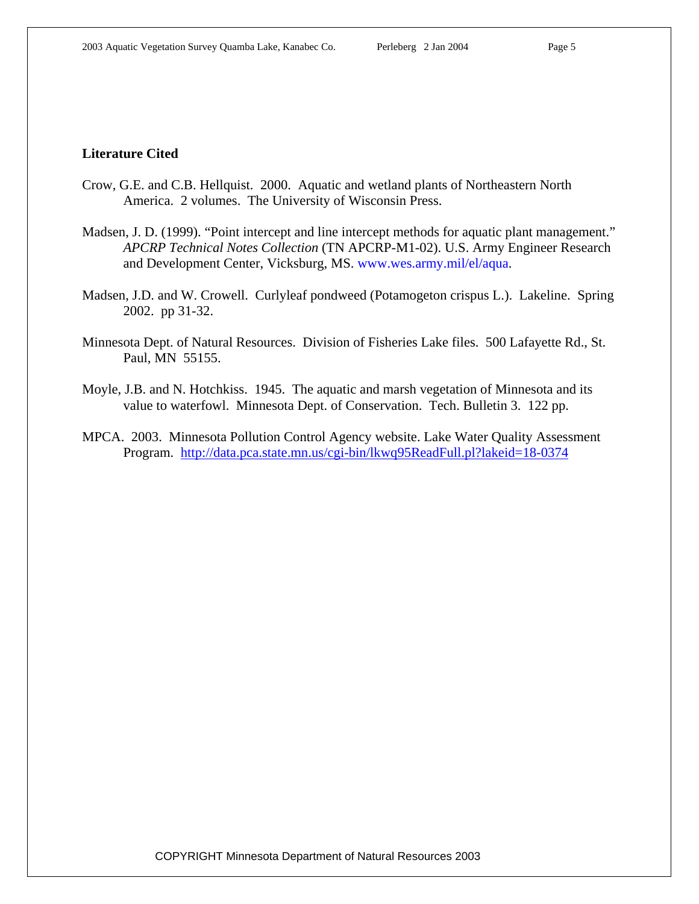## Literature Cited

Crow, G.E. and C.B. Hellquist. 2000. Aquatic and wetland plants of Northeastern North America. 2 volumes. The University of Wisconsin Press.

Madsen, J. D. (1999). "Point intercept and line intercept methods for aquatic plant management." *APCRP Technical Notes Collection* (TN APCRP-M1-02). U.S. Army Engineer Research and Development Center, Vicksburg, MS. www.wes.army.mil/el/aqua.

Madsen, J.D. and W. Crowell. Curlyleaf pondweed (Potamogeton crispus L.). Lakeline. Spring 2002. pp 31-32.

Minnesota Dept. of Natural Resources. Division of Fisheries Lake files. 500 Lafayette Rd., St. Paul, MN 55155.

Moyle, J.B. and N. Hotchkiss. 1945. The aquatic and marsh vegetation of Minnesota and its value to waterfowl. Minnesota Dept. of Conservation. Tech. Bulletin 3. 122 pp.

MPCA. 2003. Minnesota Pollution Control Agency website. Lake Water Quality Assessment Program. http://data.pca.state.mn.us/cgi-bin/lkwq95ReadFull.pl?lakeid=18-0374

COPYRIGHT Minnesota Department of Natural Resources 2003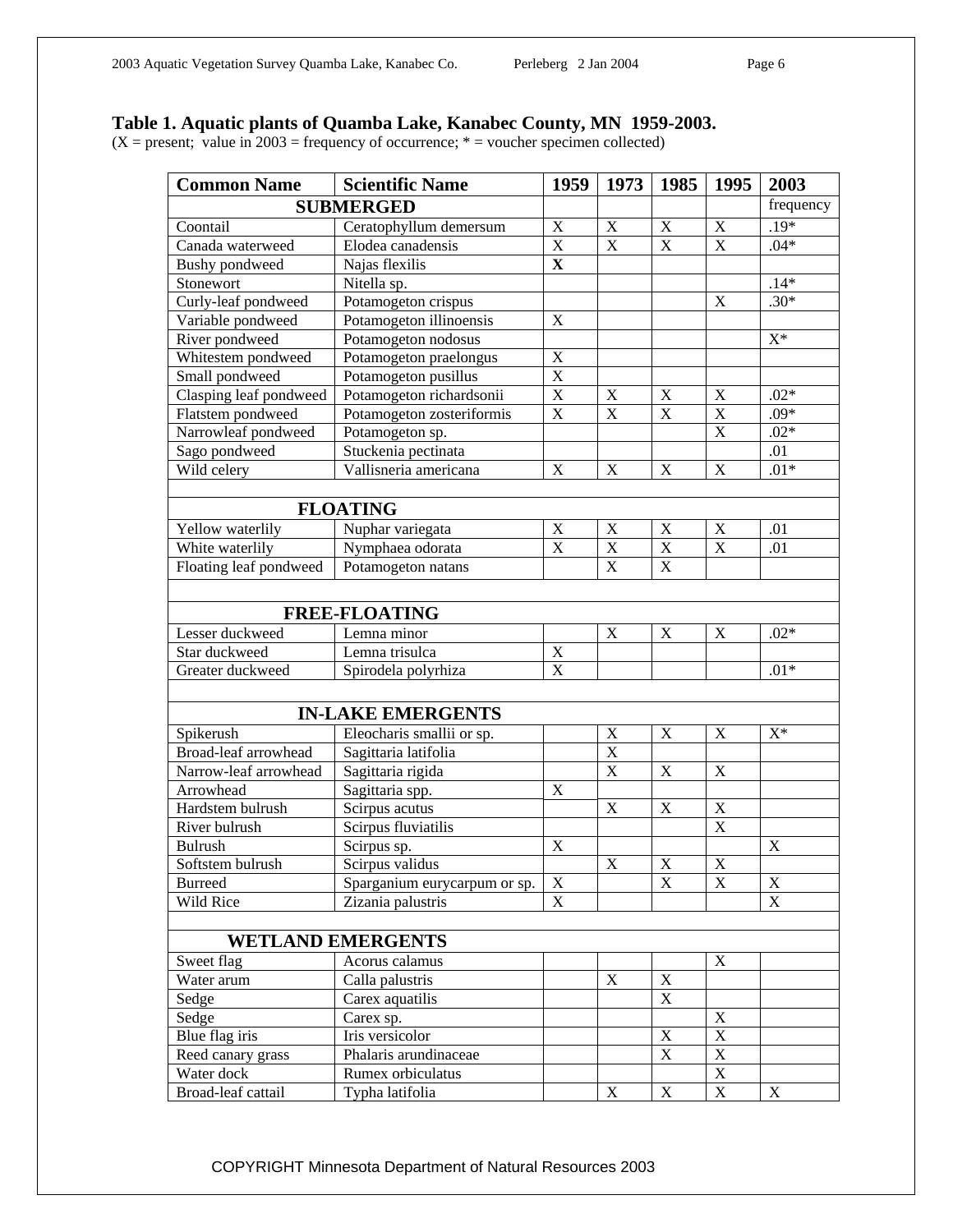**Table 1. Aquatic plants of Quamba Lake, Kanabec County, MN 1959-2003.**
(X = present; value in 2003 = frequency of occurrence; * = voucher specimen collected)

| Common Name | Scientific Name | 1959 | 1973 | 1985 | 1995 | 2003 |
|---|---|---|---|---|---|---|
| **SUBMERGED** | | | | | | frequency |
| Coontail | Ceratophyllum demersum | X | X | X | X | .19* |
| Canada waterweed | Elodea canadensis | X | X | X | X | .04* |
| Bushy pondweed | Najas flexilis | **X** | | | | |
| Stonewort | Nitella sp. | | | | | .14* |
| Curly-leaf pondweed | Potamogeton crispus | | | | X | .30* |
| Variable pondweed | Potamogeton illinoensis | X | | | | |
| River pondweed | Potamogeton nodosus | | | | | X* |
| Whitestem pondweed | Potamogeton praelongus | X | | | | |
| Small pondweed | Potamogeton pusillus | X | | | | |
| Clasping leaf pondweed | Potamogeton richardsonii | X | X | X | X | .02* |
| Flatstem pondweed | Potamogeton zosteriformis | X | X | X | X | .09* |
| Narrowleaf pondweed | Potamogeton sp. | | | | X | .02* |
| Sago pondweed | Stuckenia pectinata | | | | | .01 |
| Wild celery | Vallisneria americana | X | X | X | X | .01* |
| | | | | | | |
| **FLOATING** | | | | | | |
| Yellow waterlily | Nuphar variegata | X | X | X | X | .01 |
| White waterlily | Nymphaea odorata | X | X | X | X | .01 |
| Floating leaf pondweed | Potamogeton natans | | X | X | | |
| | | | | | | |
| **FREE-FLOATING** | | | | | | |
| Lesser duckweed | Lemna minor | | X | X | X | .02* |
| Star duckweed | Lemna trisulca | X | | | | |
| Greater duckweed | Spirodela polyrhiza | X | | | | .01* |
| | | | | | | |
| **IN-LAKE EMERGENTS** | | | | | | |
| Spikerush | Eleocharis smallii or sp. | | X | X | X | X* |
| Broad-leaf arrowhead | Sagittaria latifolia | | X | | | |
| Narrow-leaf arrowhead | Sagittaria rigida | | X | X | X | |
| Arrowhead | Sagittaria spp. | X | | | | |
| Hardstem bulrush | Scirpus acutus | | X | X | X | |
| River bulrush | Scirpus fluviatilis | | | | X | |
| Bulrush | Scirpus sp. | X | | | | X |
| Softstem bulrush | Scirpus validus | | X | X | X | |
| Burreed | Sparganium eurycarpum or sp. | X | | X | X | X |
| Wild Rice | Zizania palustris | X | | | | X |
| | | | | | | |
| **WETLAND EMERGENTS** | | | | | | |
| Sweet flag | Acorus calamus | | | | X | |
| Water arum | Calla palustris | | X | X | | |
| Sedge | Carex aquatilis | | | X | | |
| Sedge | Carex sp. | | | | X | |
| Blue flag iris | Iris versicolor | | | X | X | |
| Reed canary grass | Phalaris arundinaceae | | | X | X | |
| Water dock | Rumex orbiculatus | | | | X | |
| Broad-leaf cattail | Typha latifolia | | X | X | X | X |

COPYRIGHT Minnesota Department of Natural Resources 2003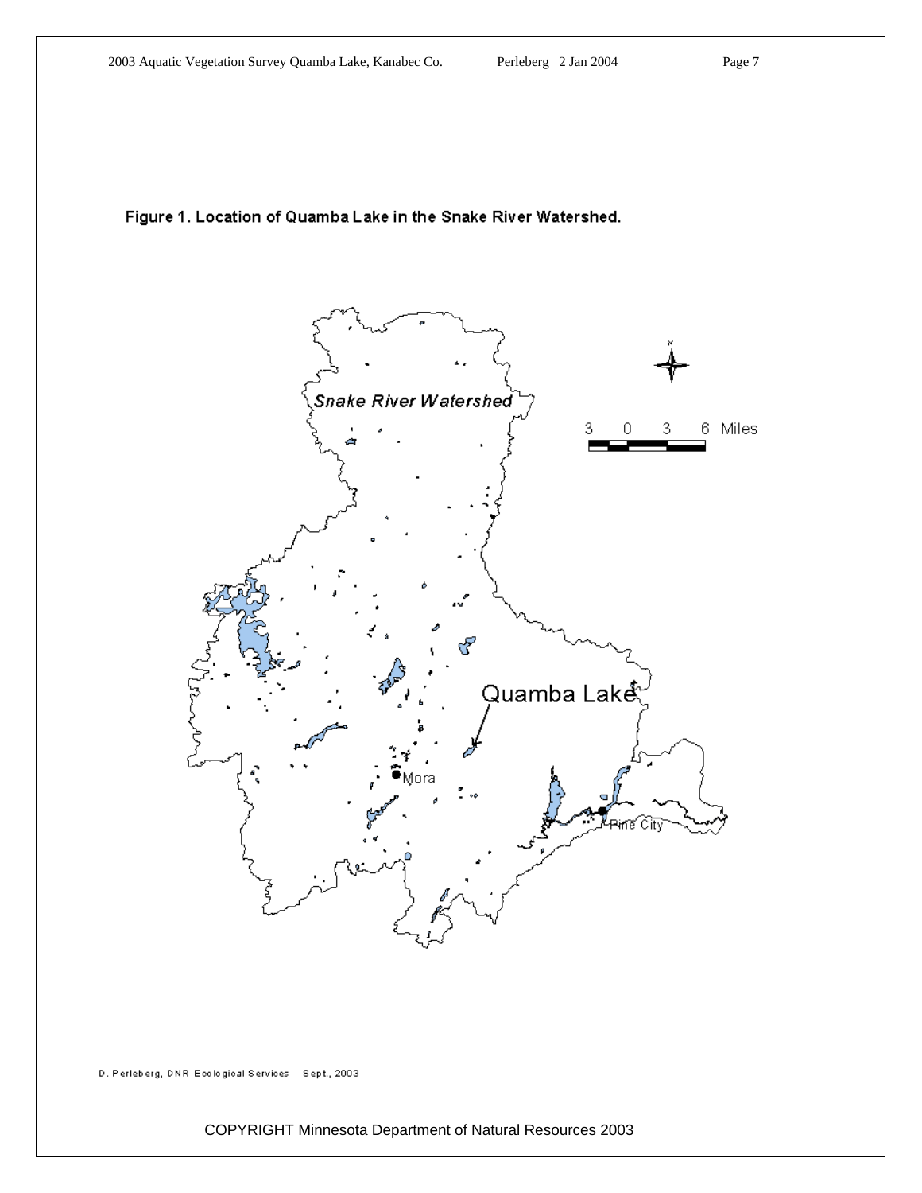Figure 1. Location of Quamba Lake in the Snake River Watershed.

D. Perleberg, DNR Ecological Services Sept., 2003

COPYRIGHT Minnesota Department of Natural Resources 2003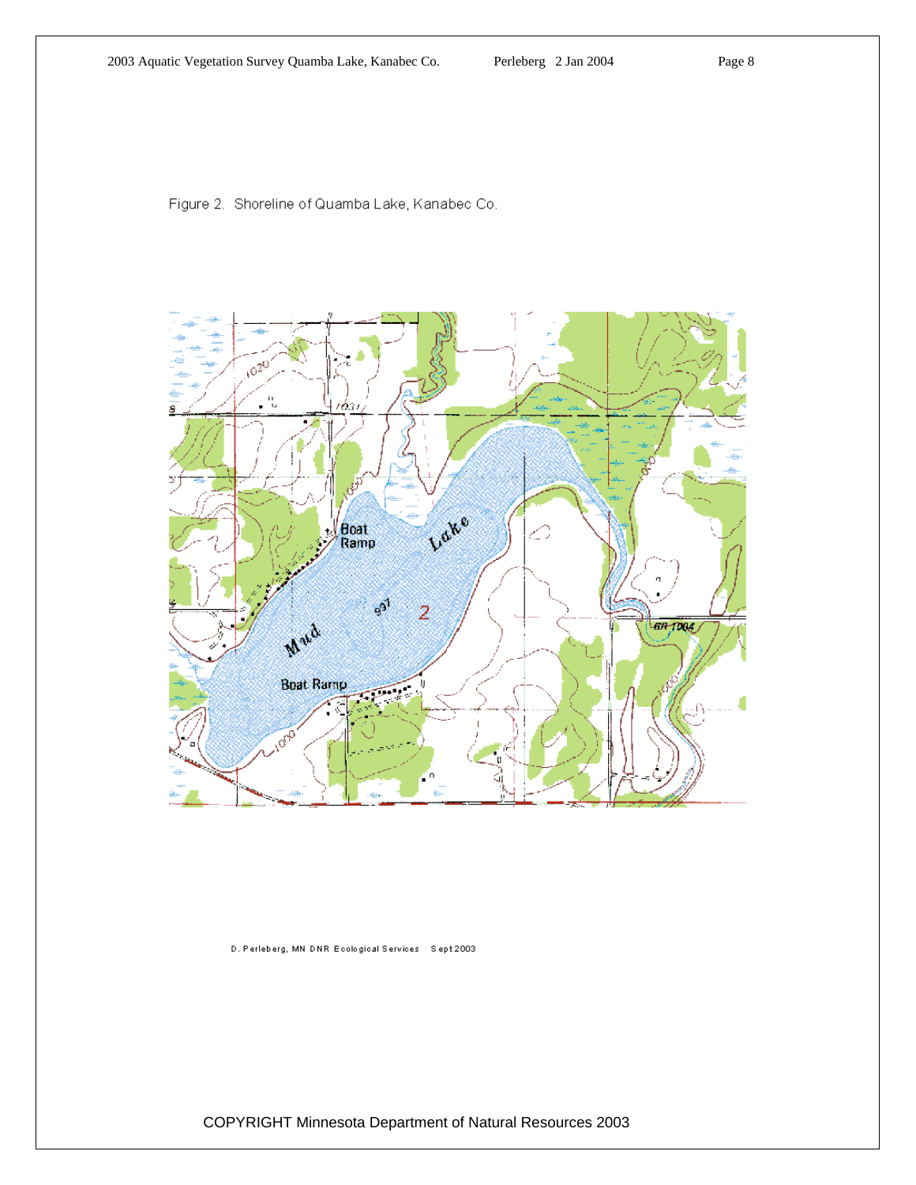Figure 2. Shoreline of Quamba Lake, Kanabec Co.

D. Perleberg, MN DNR Ecological Services Sept 2003

COPYRIGHT Minnesota Department of Natural Resources 2003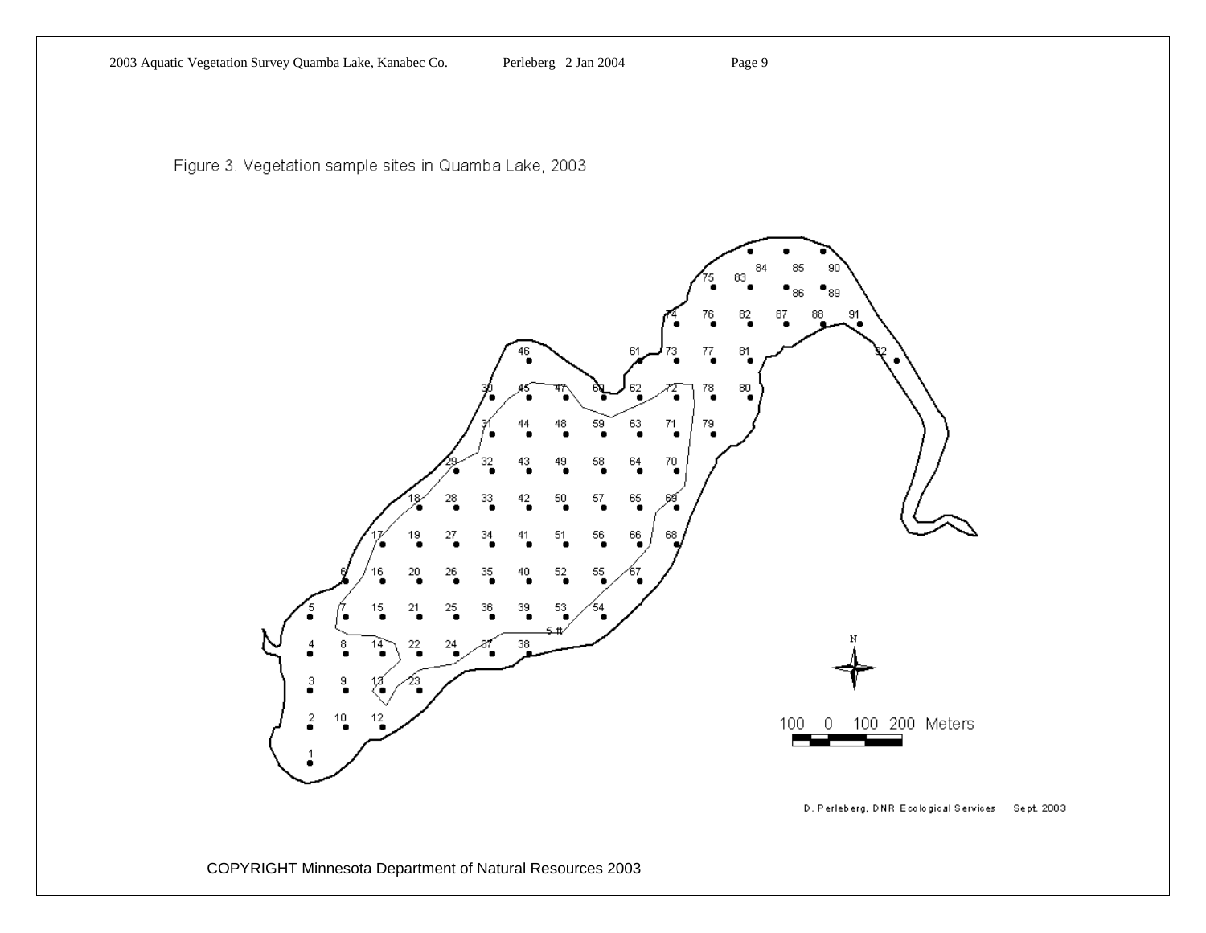Figure 3. Vegetation sample sites in Quamba Lake, 2003

D. Perleberg, DNR Ecological Services Sept. 2003

COPYRIGHT Minnesota Department of Natural Resources 2003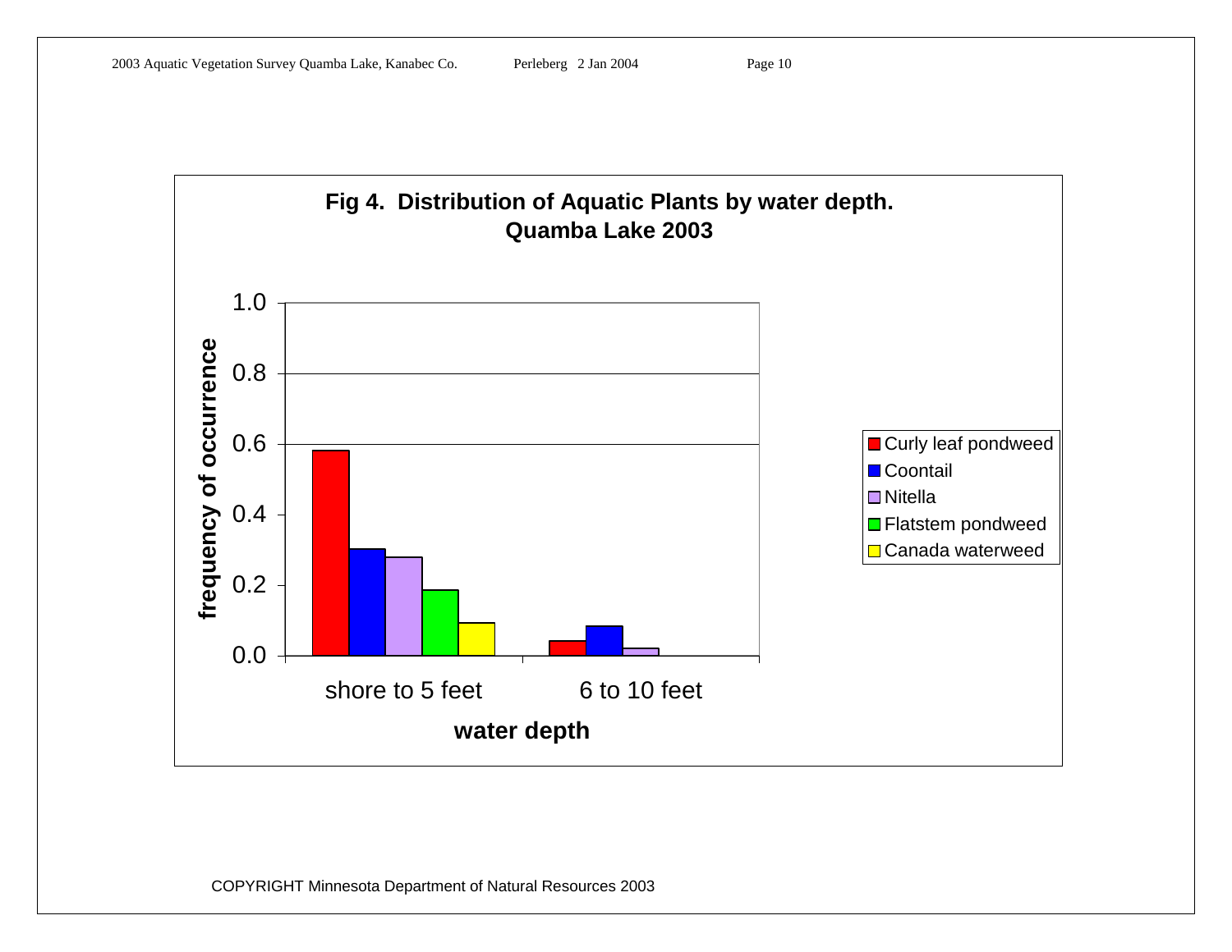**Fig 4. Distribution of Aquatic Plants by water depth. Quamba Lake 2003**

| water depth | Curly leaf pondweed | Coontail | Nitella | Flatstem pondweed | Canada waterweed |
| --- | --- | --- | --- | --- | --- |
| shore to 5 feet | 0.58 | 0.30 | 0.28 | 0.19 | 0.09 |
| 6 to 10 feet | 0.04 | 0.08 | 0.02 | 0.00 | 0.00 |

*Values are approximate readings of frequency of occurrence from the bar chart.*

COPYRIGHT Minnesota Department of Natural Resources 2003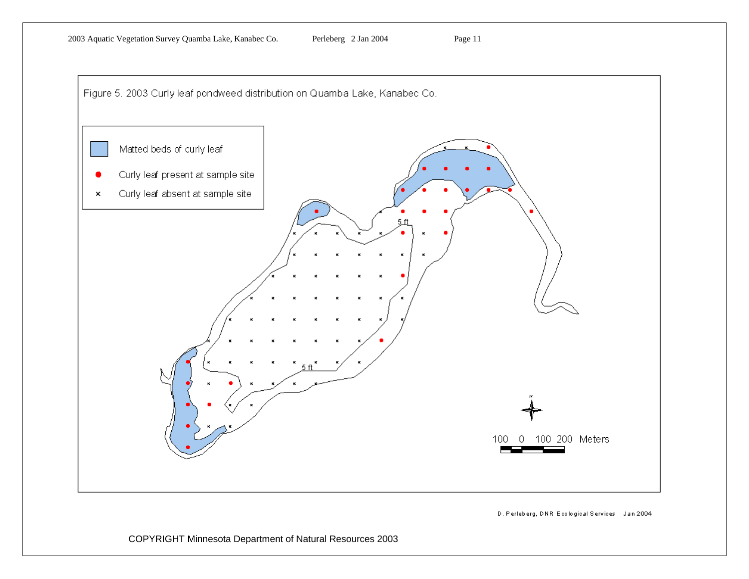Figure 5. 2003 Curly leaf pondweed distribution on Quamba Lake, Kanabec Co.

- Matted beds of curly leaf
- ● Curly leaf present at sample site
- × Curly leaf absent at sample site

5 ft

5 ft

100 0 100 200 Meters

D. Perleberg, DNR Ecological Services Jan 2004

COPYRIGHT Minnesota Department of Natural Resources 2003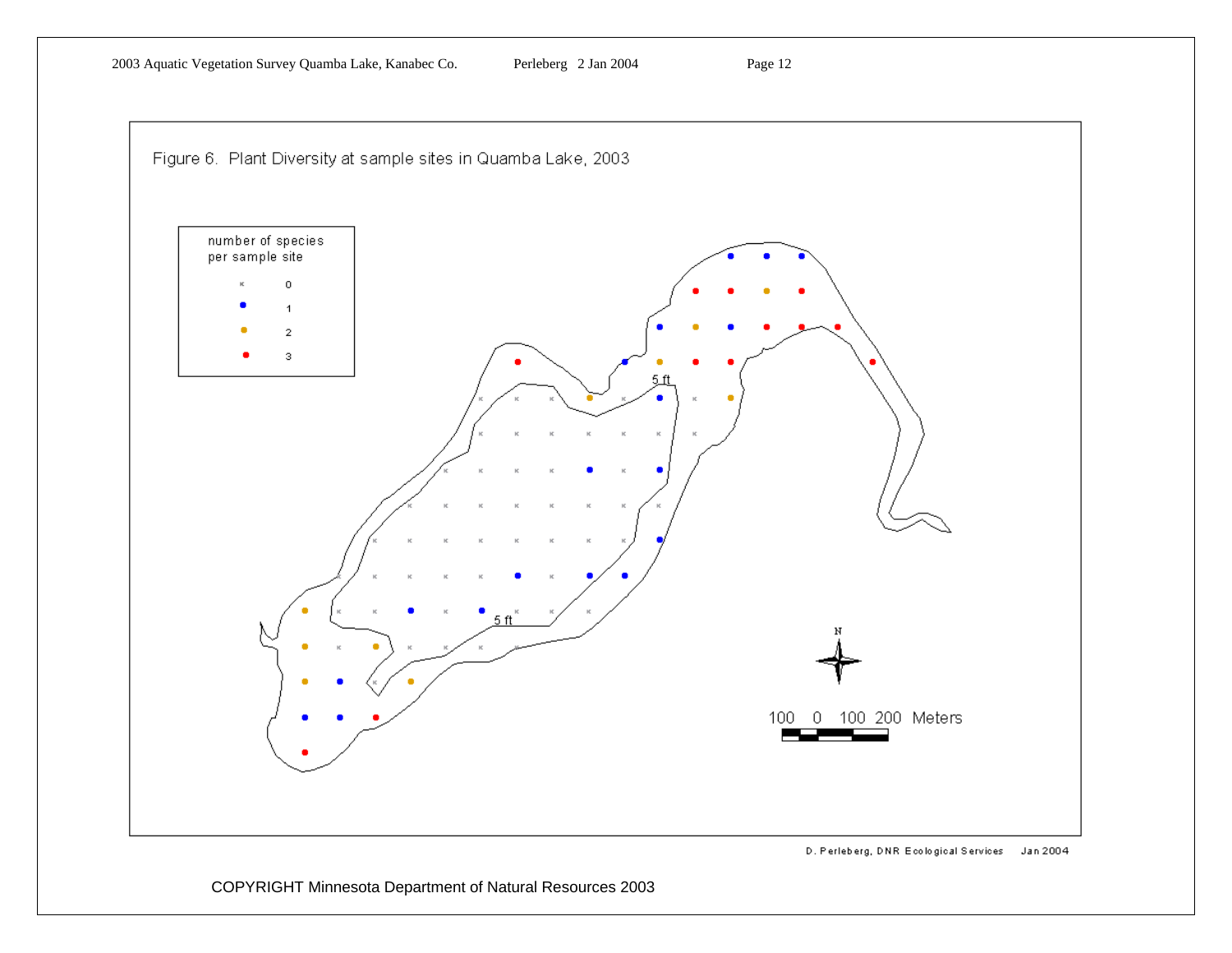Figure 6. Plant Diversity at sample sites in Quamba Lake, 2003

number of species per sample site

0

1

2

3

5 ft

5 ft

N

100 0 100 200 Meters

D. Perleberg, DNR Ecological Services Jan 2004

COPYRIGHT Minnesota Department of Natural Resources 2003